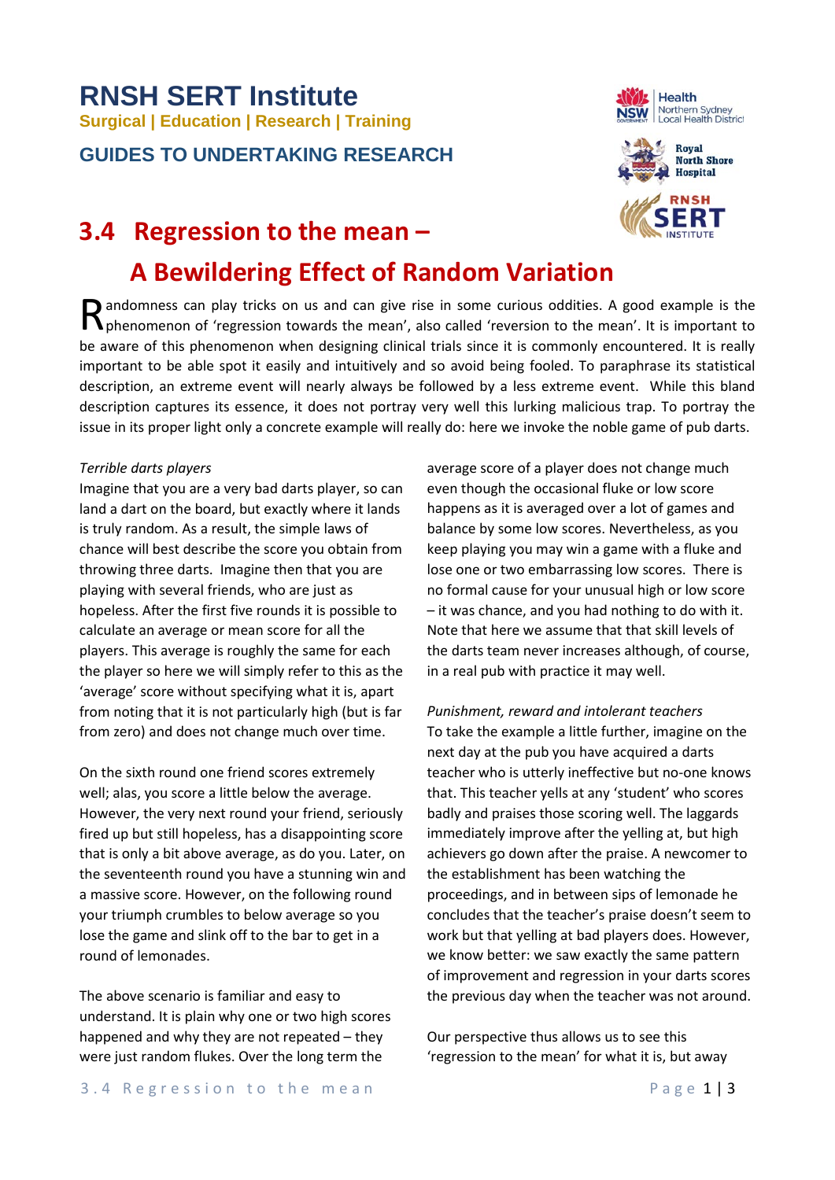# RNSH SERT Institute

**Surgical | Education | Research | Training**

**GUIDES TO UNDERTAKING RESEARCH**

## 3.4 Regression to the mean – A Bewildering Effect of Random Variation

Randomness can play tricks on us and can give rise in some curious oddities. A good example is the phenomenon of 'regression towards the mean', also called 'reversion to the mean'. It is important to be aware of this phenomenon when designing clinical trials since it is commonly encountered. It is really important to be able spot it easily and intuitively and so avoid being fooled. To paraphrase its statistical description, an extreme event will nearly always be followed by a less extreme event. While this bland description captures its essence, it does not portray very well this lurking malicious trap. To portray the issue in its proper light only a concrete example will really do: here we invoke the noble game of pub darts.

*Terrible darts players*

Imagine that you are a very bad darts player, so can land a dart on the board, but exactly where it lands is truly random. As a result, the simple laws of chance will best describe the score you obtain from throwing three darts. Imagine then that you are playing with several friends, who are just as hopeless. After the first five rounds it is possible to calculate an average or mean score for all the players. This average is roughly the same for each the player so here we will simply refer to this as the 'average' score without specifying what it is, apart from noting that it is not particularly high (but is far from zero) and does not change much over time.

On the sixth round one friend scores extremely well; alas, you score a little below the average. However, the very next round your friend, seriously fired up but still hopeless, has a disappointing score that is only a bit above average, as do you. Later, on the seventeenth round you have a stunning win and a massive score. However, on the following round your triumph crumbles to below average so you lose the game and slink off to the bar to get in a round of lemonades.

The above scenario is familiar and easy to understand. It is plain why one or two high scores happened and why they are not repeated – they were just random flukes. Over the long term the average score of a player does not change much even though the occasional fluke or low score happens as it is averaged over a lot of games and balance by some low scores. Nevertheless, as you keep playing you may win a game with a fluke and lose one or two embarrassing low scores. There is no formal cause for your unusual high or low score – it was chance, and you had nothing to do with it. Note that here we assume that that skill levels of the darts team never increases although, of course, in a real pub with practice it may well.

*Punishment, reward and intolerant teachers*

To take the example a little further, imagine on the next day at the pub you have acquired a darts teacher who is utterly ineffective but no-one knows that. This teacher yells at any 'student' who scores badly and praises those scoring well. The laggards immediately improve after the yelling at, but high achievers go down after the praise. A newcomer to the establishment has been watching the proceedings, and in between sips of lemonade he concludes that the teacher's praise doesn't seem to work but that yelling at bad players does. However, we know better: we saw exactly the same pattern of improvement and regression in your darts scores the previous day when the teacher was not around.

Our perspective thus allows us to see this 'regression to the mean' for what it is, but away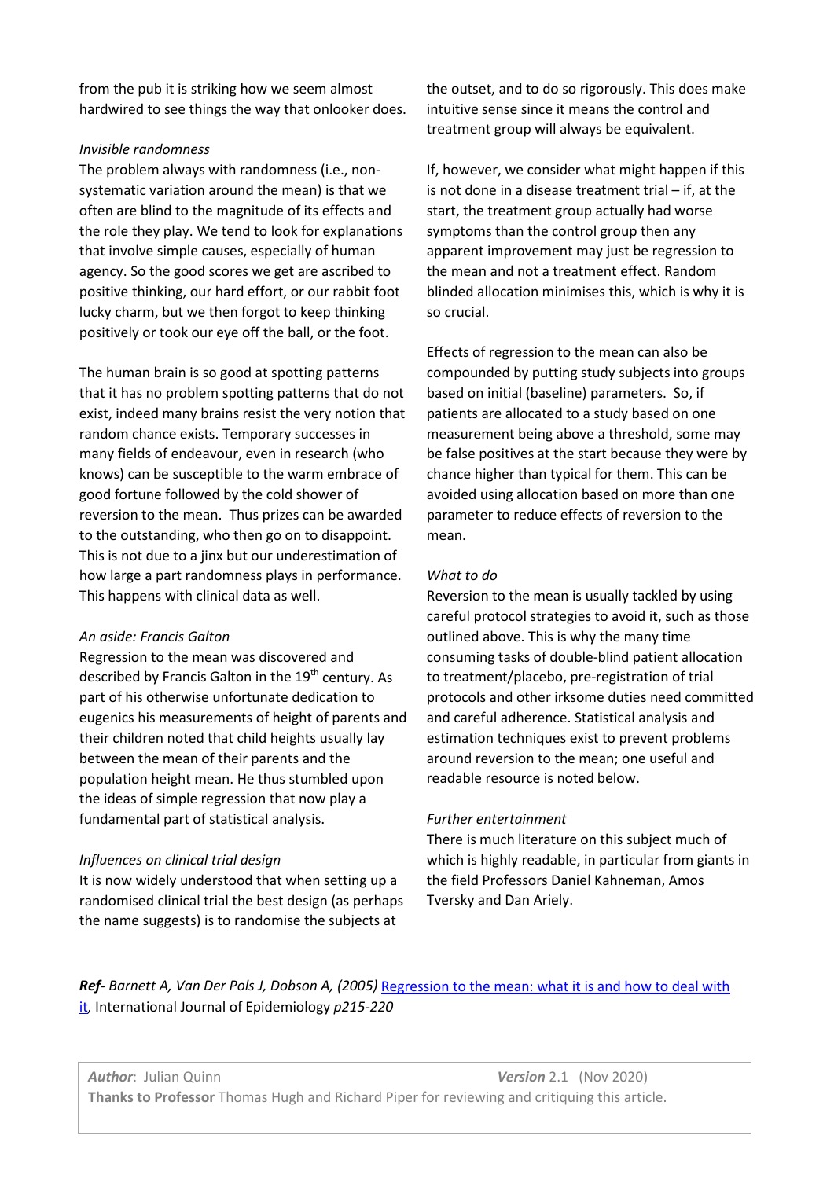from the pub it is striking how we seem almost hardwired to see things the way that onlooker does.

*Invisible randomness*

The problem always with randomness (i.e., non-systematic variation around the mean) is that we often are blind to the magnitude of its effects and the role they play. We tend to look for explanations that involve simple causes, especially of human agency. So the good scores we get are ascribed to positive thinking, our hard effort, or our rabbit foot lucky charm, but we then forgot to keep thinking positively or took our eye off the ball, or the foot.

The human brain is so good at spotting patterns that it has no problem spotting patterns that do not exist, indeed many brains resist the very notion that random chance exists. Temporary successes in many fields of endeavour, even in research (who knows) can be susceptible to the warm embrace of good fortune followed by the cold shower of reversion to the mean. Thus prizes can be awarded to the outstanding, who then go on to disappoint. This is not due to a jinx but our underestimation of how large a part randomness plays in performance. This happens with clinical data as well.

*An aside: Francis Galton*

Regression to the mean was discovered and described by Francis Galton in the 19th century. As part of his otherwise unfortunate dedication to eugenics his measurements of height of parents and their children noted that child heights usually lay between the mean of their parents and the population height mean. He thus stumbled upon the ideas of simple regression that now play a fundamental part of statistical analysis.

*Influences on clinical trial design*

It is now widely understood that when setting up a randomised clinical trial the best design (as perhaps the name suggests) is to randomise the subjects at the outset, and to do so rigorously. This does make intuitive sense since it means the control and treatment group will always be equivalent.

If, however, we consider what might happen if this is not done in a disease treatment trial – if, at the start, the treatment group actually had worse symptoms than the control group then any apparent improvement may just be regression to the mean and not a treatment effect. Random blinded allocation minimises this, which is why it is so crucial.

Effects of regression to the mean can also be compounded by putting study subjects into groups based on initial (baseline) parameters. So, if patients are allocated to a study based on one measurement being above a threshold, some may be false positives at the start because they were by chance higher than typical for them. This can be avoided using allocation based on more than one parameter to reduce effects of reversion to the mean.

*What to do*

Reversion to the mean is usually tackled by using careful protocol strategies to avoid it, such as those outlined above. This is why the many time consuming tasks of double-blind patient allocation to treatment/placebo, pre-registration of trial protocols and other irksome duties need committed and careful adherence. Statistical analysis and estimation techniques exist to prevent problems around reversion to the mean; one useful and readable resource is noted below.

*Further entertainment*

There is much literature on this subject much of which is highly readable, in particular from giants in the field Professors Daniel Kahneman, Amos Tversky and Dan Ariely.

***Ref-*** *Barnett A, Van Der Pols J, Dobson A, (2005)* [Regression to the mean: what it is and how to deal with it](), International Journal of Epidemiology *p215-220*

***Author***: Julian Quinn ***Version*** 2.1 (Nov 2020)
**Thanks to Professor** Thomas Hugh and Richard Piper for reviewing and critiquing this article.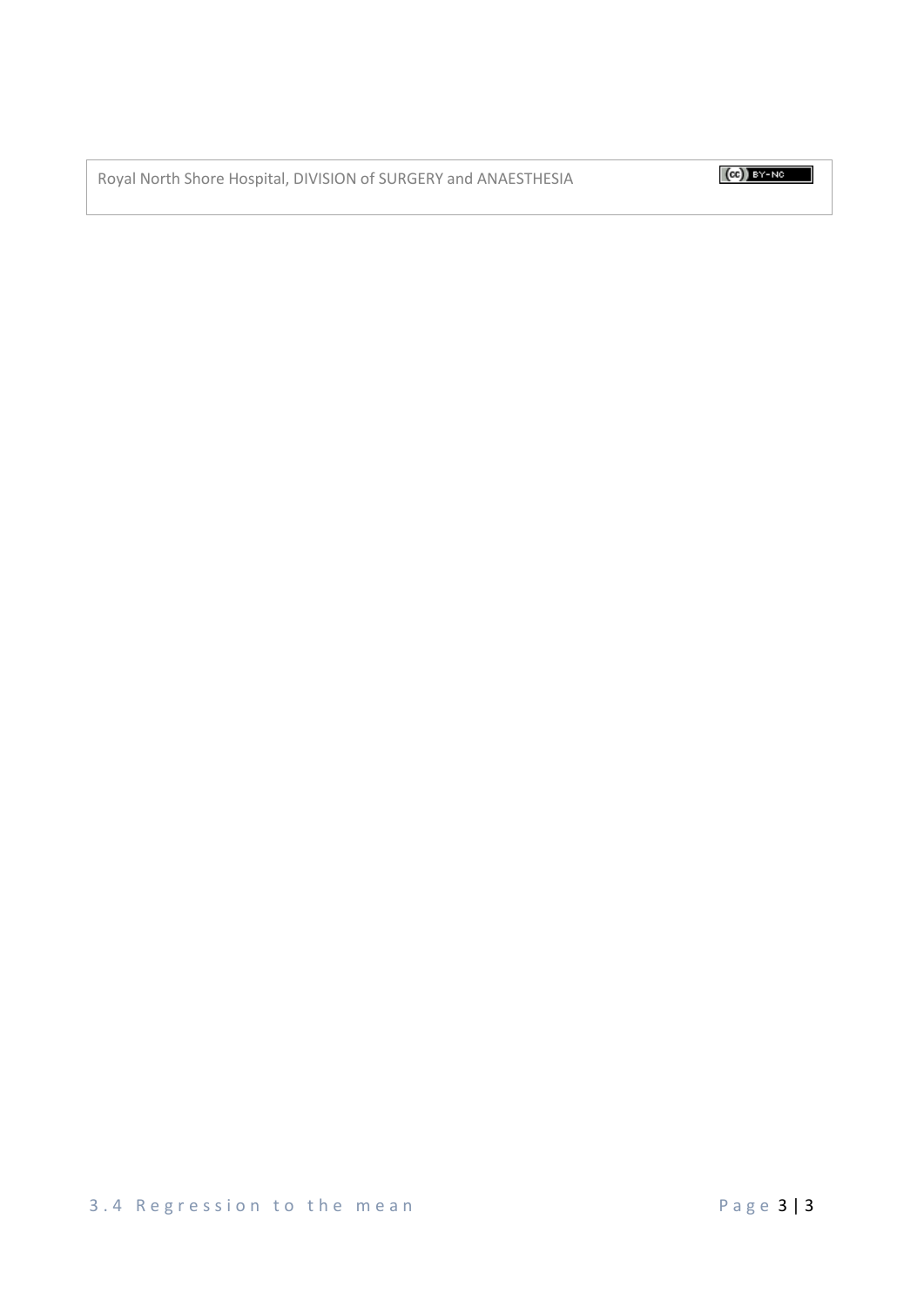Royal North Shore Hospital, DIVISION of SURGERY and ANAESTHESIA